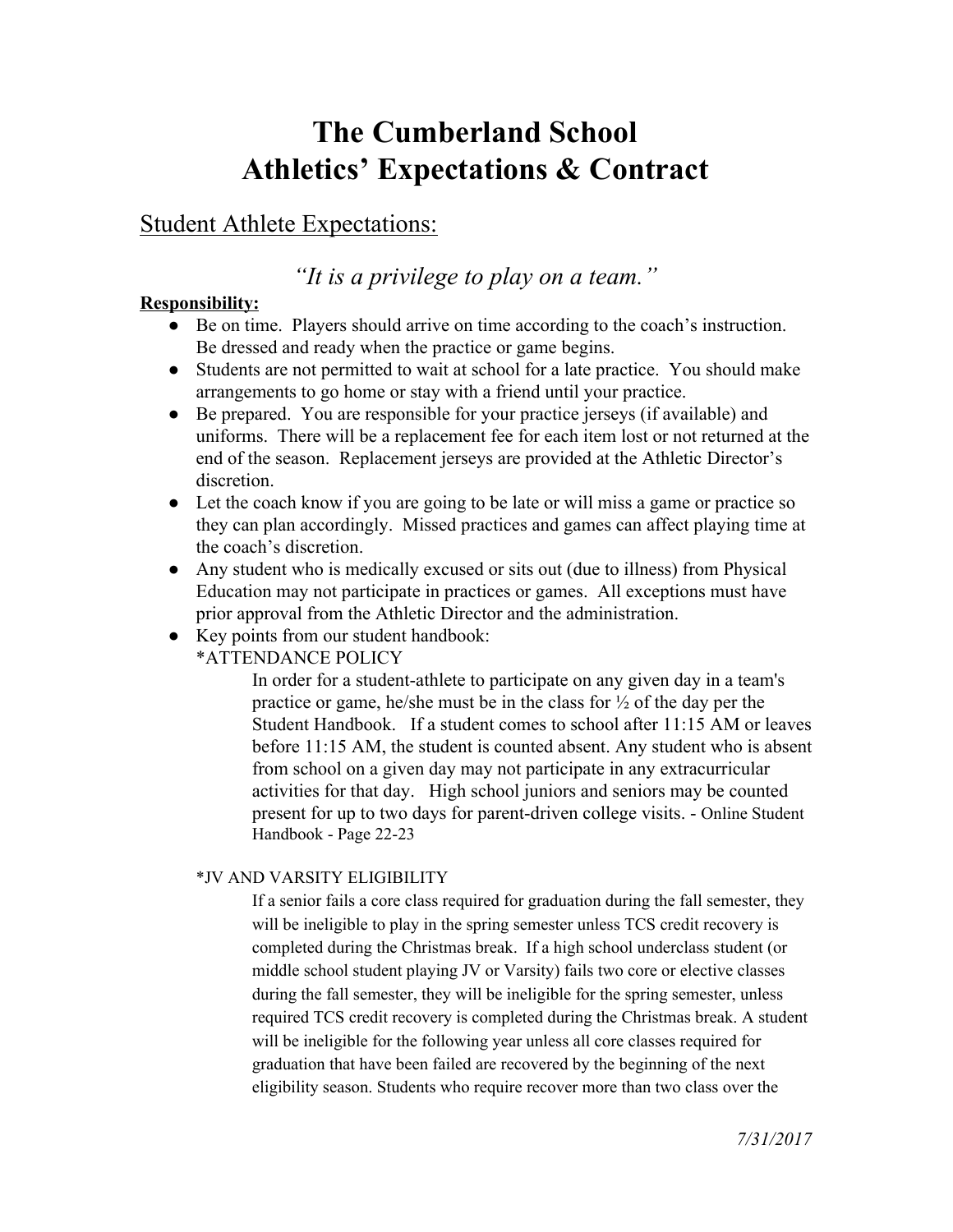# The Cumberland School
# Athletics' Expectations & Contract

## Student Athlete Expectations:

### *"It is a privilege to play on a team."*

**Responsibility:**

- Be on time. Players should arrive on time according to the coach's instruction. Be dressed and ready when the practice or game begins.
- Students are not permitted to wait at school for a late practice. You should make arrangements to go home or stay with a friend until your practice.
- Be prepared. You are responsible for your practice jerseys (if available) and uniforms. There will be a replacement fee for each item lost or not returned at the end of the season. Replacement jerseys are provided at the Athletic Director's discretion.
- Let the coach know if you are going to be late or will miss a game or practice so they can plan accordingly. Missed practices and games can affect playing time at the coach's discretion.
- Any student who is medically excused or sits out (due to illness) from Physical Education may not participate in practices or games. All exceptions must have prior approval from the Athletic Director and the administration.
- Key points from our student handbook:

  *ATTENDANCE POLICY

  > In order for a student-athlete to participate on any given day in a team's practice or game, he/she must be in the class for ½ of the day per the Student Handbook. If a student comes to school after 11:15 AM or leaves before 11:15 AM, the student is counted absent. Any student who is absent from school on a given day may not participate in any extracurricular activities for that day. High school juniors and seniors may be counted present for up to two days for parent-driven college visits. - Online Student Handbook - Page 22-23

  *JV AND VARSITY ELIGIBILITY

  > If a senior fails a core class required for graduation during the fall semester, they will be ineligible to play in the spring semester unless TCS credit recovery is completed during the Christmas break. If a high school underclass student (or middle school student playing JV or Varsity) fails two core or elective classes during the fall semester, they will be ineligible for the spring semester, unless required TCS credit recovery is completed during the Christmas break. A student will be ineligible for the following year unless all core classes required for graduation that have been failed are recovered by the beginning of the next eligibility season. Students who require recover more than two class over the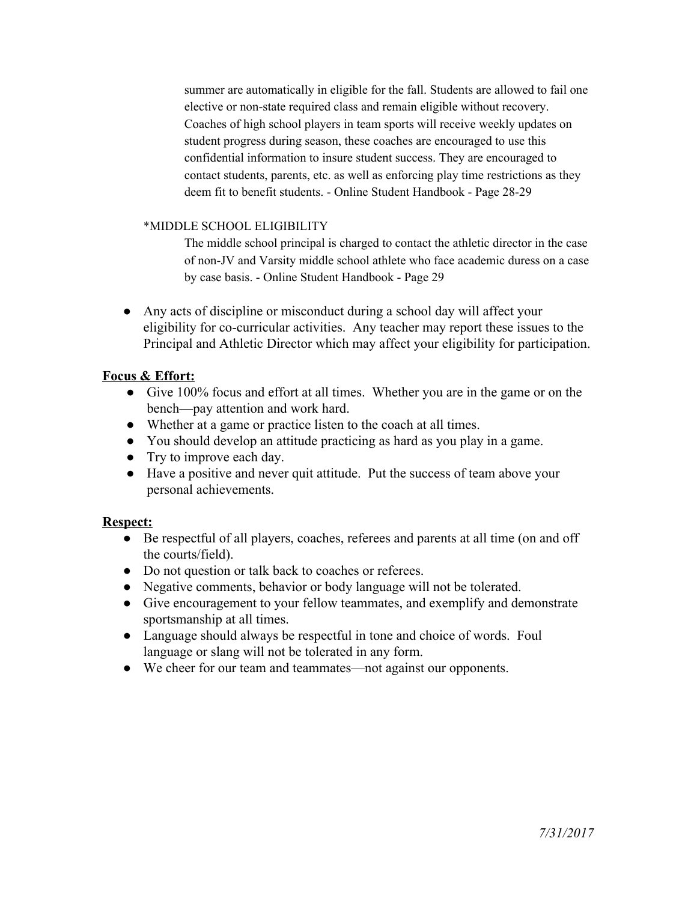summer are automatically in eligible for the fall. Students are allowed to fail one elective or non-state required class and remain eligible without recovery. Coaches of high school players in team sports will receive weekly updates on student progress during season, these coaches are encouraged to use this confidential information to insure student success. They are encouraged to contact students, parents, etc. as well as enforcing play time restrictions as they deem fit to benefit students. - Online Student Handbook - Page 28-29

*MIDDLE SCHOOL ELIGIBILITY

The middle school principal is charged to contact the athletic director in the case of non-JV and Varsity middle school athlete who face academic duress on a case by case basis. - Online Student Handbook - Page 29

- Any acts of discipline or misconduct during a school day will affect your eligibility for co-curricular activities. Any teacher may report these issues to the Principal and Athletic Director which may affect your eligibility for participation.

**Focus & Effort:**

- Give 100% focus and effort at all times. Whether you are in the game or on the bench—pay attention and work hard.
- Whether at a game or practice listen to the coach at all times.
- You should develop an attitude practicing as hard as you play in a game.
- Try to improve each day.
- Have a positive and never quit attitude. Put the success of team above your personal achievements.

**Respect:**

- Be respectful of all players, coaches, referees and parents at all time (on and off the courts/field).
- Do not question or talk back to coaches or referees.
- Negative comments, behavior or body language will not be tolerated.
- Give encouragement to your fellow teammates, and exemplify and demonstrate sportsmanship at all times.
- Language should always be respectful in tone and choice of words. Foul language or slang will not be tolerated in any form.
- We cheer for our team and teammates—not against our opponents.

*7/31/2017*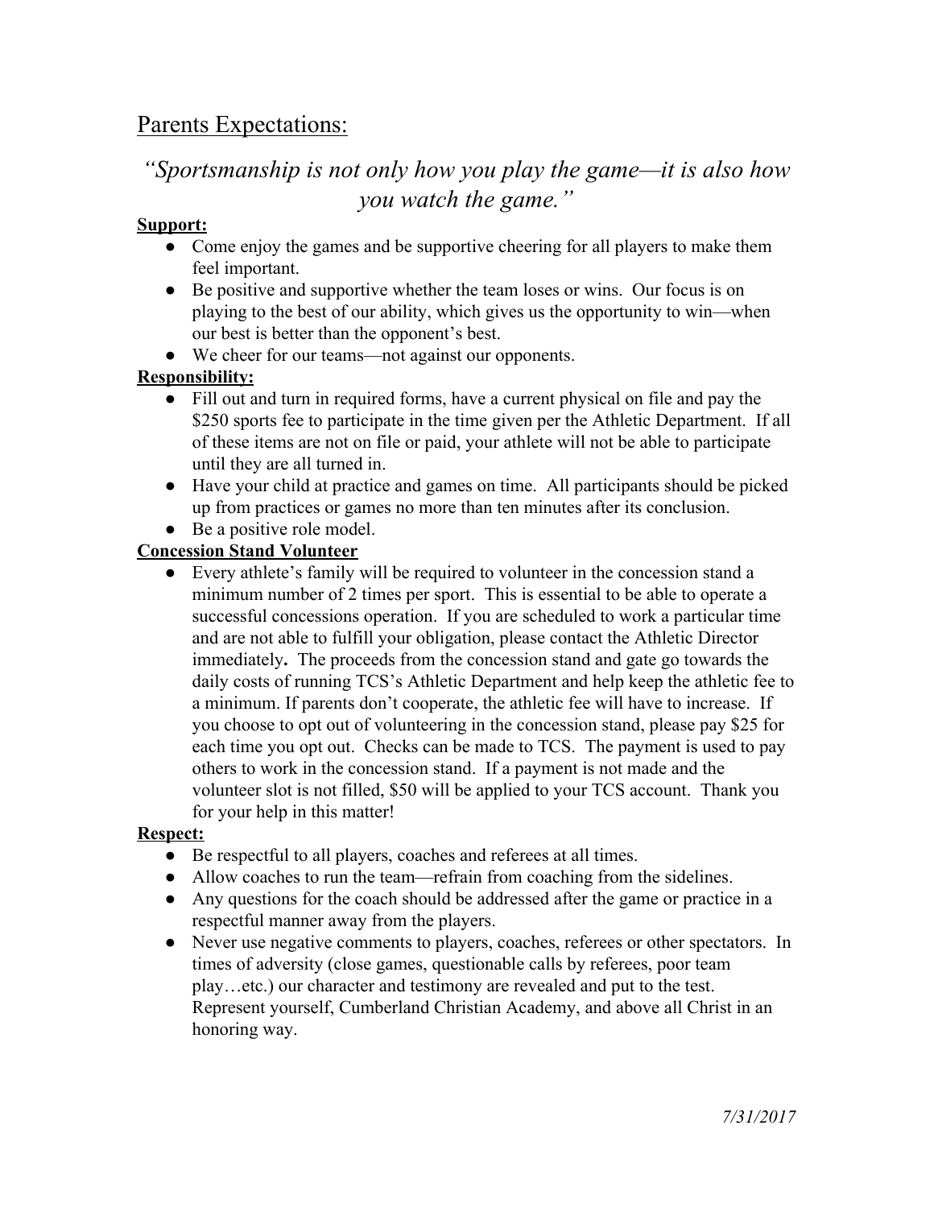## Parents Expectations:

### *"Sportsmanship is not only how you play the game—it is also how you watch the game."*

**Support:**

- Come enjoy the games and be supportive cheering for all players to make them feel important.
- Be positive and supportive whether the team loses or wins. Our focus is on playing to the best of our ability, which gives us the opportunity to win—when our best is better than the opponent's best.
- We cheer for our teams—not against our opponents.

**Responsibility:**

- Fill out and turn in required forms, have a current physical on file and pay the $250 sports fee to participate in the time given per the Athletic Department. If all of these items are not on file or paid, your athlete will not be able to participate until they are all turned in.
- Have your child at practice and games on time. All participants should be picked up from practices or games no more than ten minutes after its conclusion.
- Be a positive role model.

**Concession Stand Volunteer**

- Every athlete's family will be required to volunteer in the concession stand a minimum number of 2 times per sport. This is essential to be able to operate a successful concessions operation. If you are scheduled to work a particular time and are not able to fulfill your obligation, please contact the Athletic Director immediately**.** The proceeds from the concession stand and gate go towards the daily costs of running TCS's Athletic Department and help keep the athletic fee to a minimum. If parents don't cooperate, the athletic fee will have to increase. If you choose to opt out of volunteering in the concession stand, please pay $25 for each time you opt out. Checks can be made to TCS. The payment is used to pay others to work in the concession stand. If a payment is not made and the volunteer slot is not filled, $50 will be applied to your TCS account. Thank you for your help in this matter!

**Respect:**

- Be respectful to all players, coaches and referees at all times.
- Allow coaches to run the team—refrain from coaching from the sidelines.
- Any questions for the coach should be addressed after the game or practice in a respectful manner away from the players.
- Never use negative comments to players, coaches, referees or other spectators. In times of adversity (close games, questionable calls by referees, poor team play…etc.) our character and testimony are revealed and put to the test. Represent yourself, Cumberland Christian Academy, and above all Christ in an honoring way.

*7/31/2017*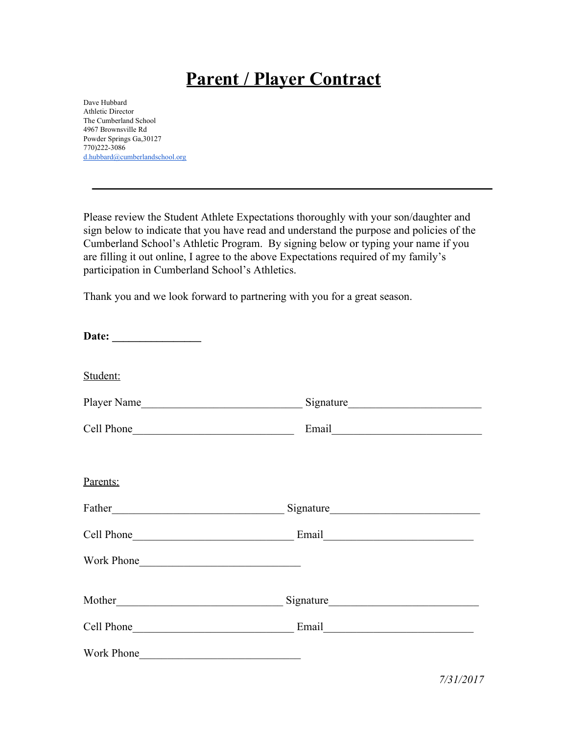# Parent / Player Contract

Dave Hubbard
Athletic Director
The Cumberland School
4967 Brownsville Rd
Powder Springs Ga,30127
770)222-3086
d.hubbard@cumberlandschool.org

---

Please review the Student Athlete Expectations thoroughly with your son/daughter and sign below to indicate that you have read and understand the purpose and policies of the Cumberland School's Athletic Program. By signing below or typing your name if you are filling it out online, I agree to the above Expectations required of my family's participation in Cumberland School's Athletics.

Thank you and we look forward to partnering with you for a great season.

**Date: _______________**

Student:

Player Name_____________________________ Signature_______________________

Cell Phone_____________________________ Email__________________________

Parents:

Father______________________________ Signature__________________________

Cell Phone_____________________________ Email__________________________

Work Phone_____________________________

Mother______________________________ Signature__________________________

Cell Phone_____________________________ Email__________________________

Work Phone_____________________________

*7/31/2017*